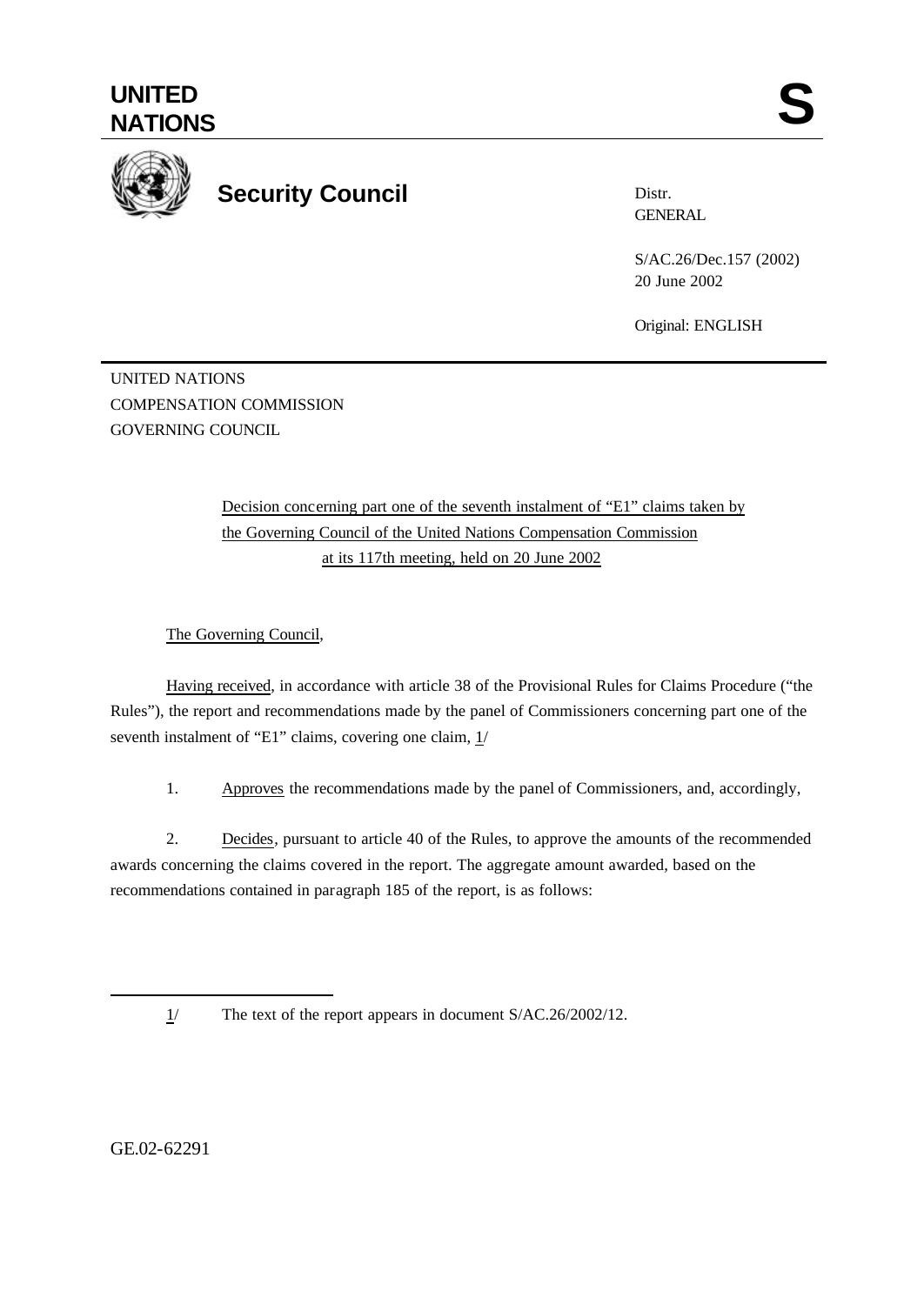# UNITED NATIONS

# S

## Security Council

Distr.
GENERAL

S/AC.26/Dec.157 (2002)
20 June 2002

Original: ENGLISH

UNITED NATIONS
COMPENSATION COMMISSION
GOVERNING COUNCIL

Decision concerning part one of the seventh instalment of "E1" claims taken by the Governing Council of the United Nations Compensation Commission at its 117th meeting, held on 20 June 2002

The Governing Council,

Having received, in accordance with article 38 of the Provisional Rules for Claims Procedure ("the Rules"), the report and recommendations made by the panel of Commissioners concerning part one of the seventh instalment of "E1" claims, covering one claim, 1/

1. Approves the recommendations made by the panel of Commissioners, and, accordingly,

2. Decides, pursuant to article 40 of the Rules, to approve the amounts of the recommended awards concerning the claims covered in the report. The aggregate amount awarded, based on the recommendations contained in paragraph 185 of the report, is as follows:

---

1/ The text of the report appears in document S/AC.26/2002/12.

GE.02-62291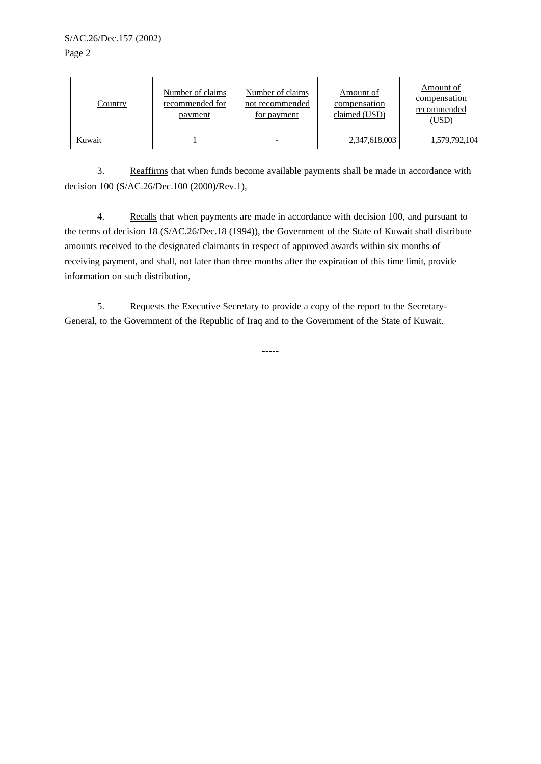| Country | Number of claims recommended for payment | Number of claims not recommended for payment | Amount of compensation claimed (USD) | Amount of compensation recommended (USD) |
|---|---|---|---|---|
| Kuwait | 1 | - | 2,347,618,003 | 1,579,792,104 |

3. Reaffirms that when funds become available payments shall be made in accordance with decision 100 (S/AC.26/Dec.100 (2000)/Rev.1),

4. Recalls that when payments are made in accordance with decision 100, and pursuant to the terms of decision 18 (S/AC.26/Dec.18 (1994)), the Government of the State of Kuwait shall distribute amounts received to the designated claimants in respect of approved awards within six months of receiving payment, and shall, not later than three months after the expiration of this time limit, provide information on such distribution,

5. Requests the Executive Secretary to provide a copy of the report to the Secretary-General, to the Government of the Republic of Iraq and to the Government of the State of Kuwait.

-----